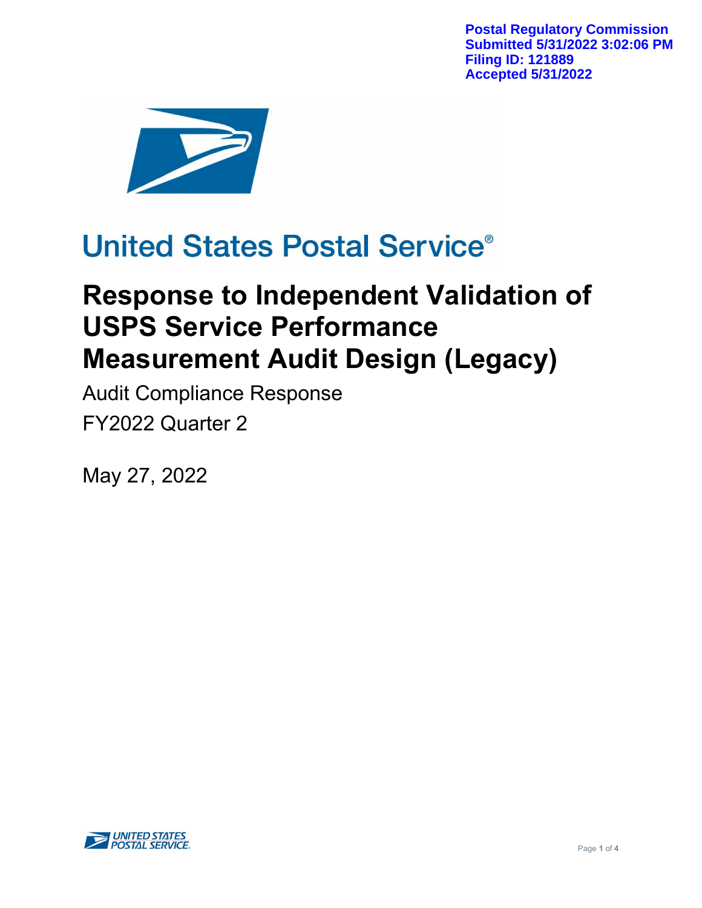Postal Regulatory Commission
Submitted 5/31/2022 3:02:06 PM
Filing ID: 121889
Accepted 5/31/2022

United States Postal Service®

# Response to Independent Validation of USPS Service Performance Measurement Audit Design (Legacy)

Audit Compliance Response

FY2022 Quarter 2

May 27, 2022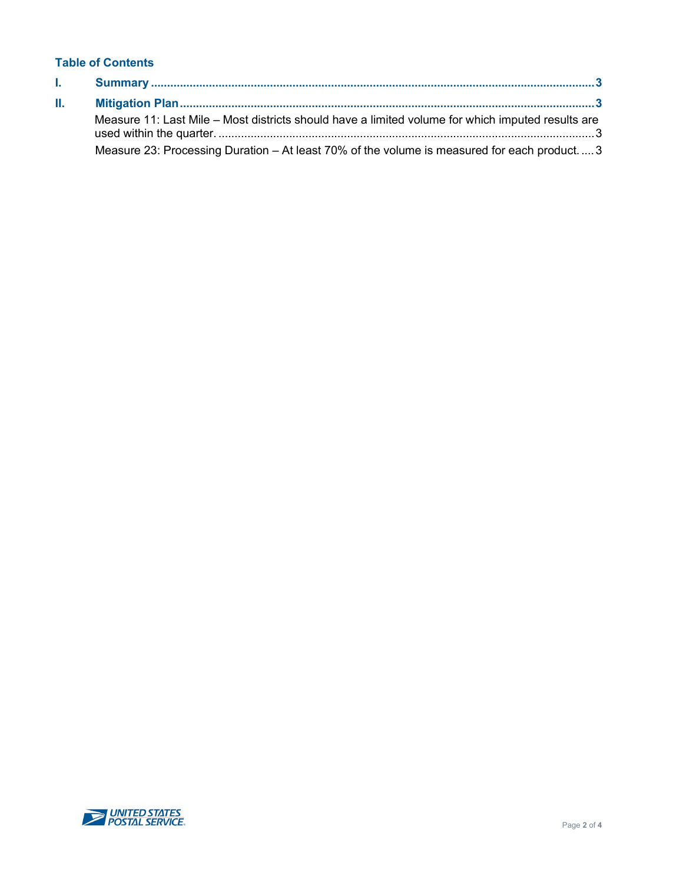## Table of Contents

**I. Summary** ........................................................................................................................ **3**

**II. Mitigation Plan** ................................................................................................................ **3**

Measure 11: Last Mile – Most districts should have a limited volume for which imputed results are used within the quarter. ...................................................................................................................... 3

Measure 23: Processing Duration – At least 70% of the volume is measured for each product. .... 3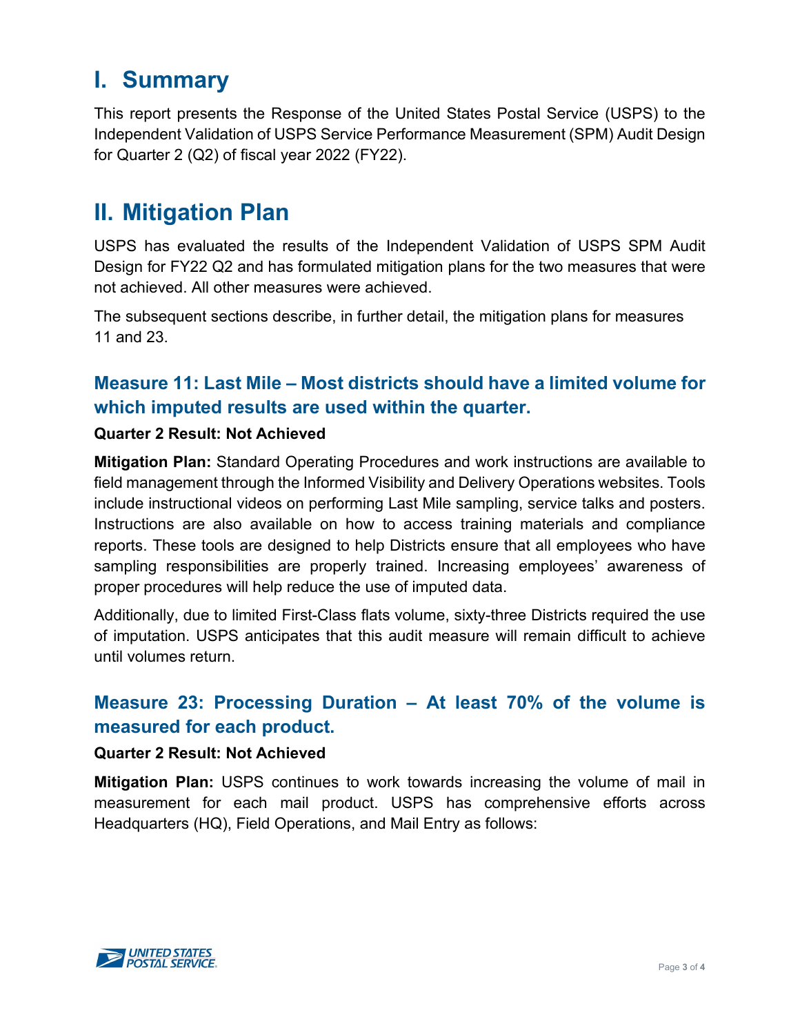# I. Summary

This report presents the Response of the United States Postal Service (USPS) to the Independent Validation of USPS Service Performance Measurement (SPM) Audit Design for Quarter 2 (Q2) of fiscal year 2022 (FY22).

# II. Mitigation Plan

USPS has evaluated the results of the Independent Validation of USPS SPM Audit Design for FY22 Q2 and has formulated mitigation plans for the two measures that were not achieved. All other measures were achieved.

The subsequent sections describe, in further detail, the mitigation plans for measures 11 and 23.

## Measure 11: Last Mile – Most districts should have a limited volume for which imputed results are used within the quarter.

**Quarter 2 Result: Not Achieved**

**Mitigation Plan:** Standard Operating Procedures and work instructions are available to field management through the Informed Visibility and Delivery Operations websites. Tools include instructional videos on performing Last Mile sampling, service talks and posters. Instructions are also available on how to access training materials and compliance reports. These tools are designed to help Districts ensure that all employees who have sampling responsibilities are properly trained. Increasing employees' awareness of proper procedures will help reduce the use of imputed data.

Additionally, due to limited First-Class flats volume, sixty-three Districts required the use of imputation. USPS anticipates that this audit measure will remain difficult to achieve until volumes return.

## Measure 23: Processing Duration – At least 70% of the volume is measured for each product.

**Quarter 2 Result: Not Achieved**

**Mitigation Plan:** USPS continues to work towards increasing the volume of mail in measurement for each mail product. USPS has comprehensive efforts across Headquarters (HQ), Field Operations, and Mail Entry as follows: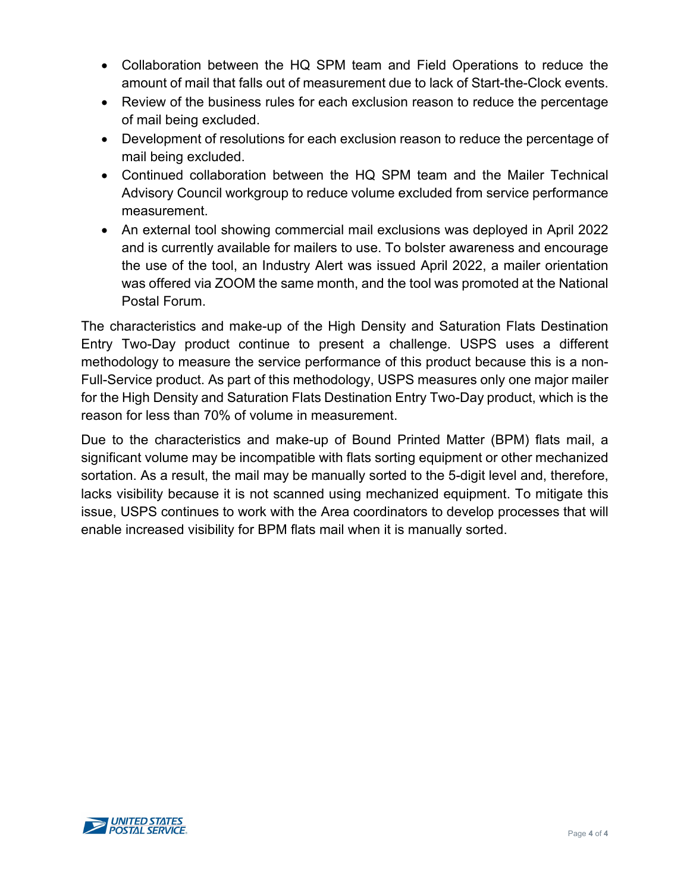- Collaboration between the HQ SPM team and Field Operations to reduce the amount of mail that falls out of measurement due to lack of Start-the-Clock events.
- Review of the business rules for each exclusion reason to reduce the percentage of mail being excluded.
- Development of resolutions for each exclusion reason to reduce the percentage of mail being excluded.
- Continued collaboration between the HQ SPM team and the Mailer Technical Advisory Council workgroup to reduce volume excluded from service performance measurement.
- An external tool showing commercial mail exclusions was deployed in April 2022 and is currently available for mailers to use. To bolster awareness and encourage the use of the tool, an Industry Alert was issued April 2022, a mailer orientation was offered via ZOOM the same month, and the tool was promoted at the National Postal Forum.

The characteristics and make-up of the High Density and Saturation Flats Destination Entry Two-Day product continue to present a challenge. USPS uses a different methodology to measure the service performance of this product because this is a non-Full-Service product. As part of this methodology, USPS measures only one major mailer for the High Density and Saturation Flats Destination Entry Two-Day product, which is the reason for less than 70% of volume in measurement.

Due to the characteristics and make-up of Bound Printed Matter (BPM) flats mail, a significant volume may be incompatible with flats sorting equipment or other mechanized sortation. As a result, the mail may be manually sorted to the 5-digit level and, therefore, lacks visibility because it is not scanned using mechanized equipment. To mitigate this issue, USPS continues to work with the Area coordinators to develop processes that will enable increased visibility for BPM flats mail when it is manually sorted.